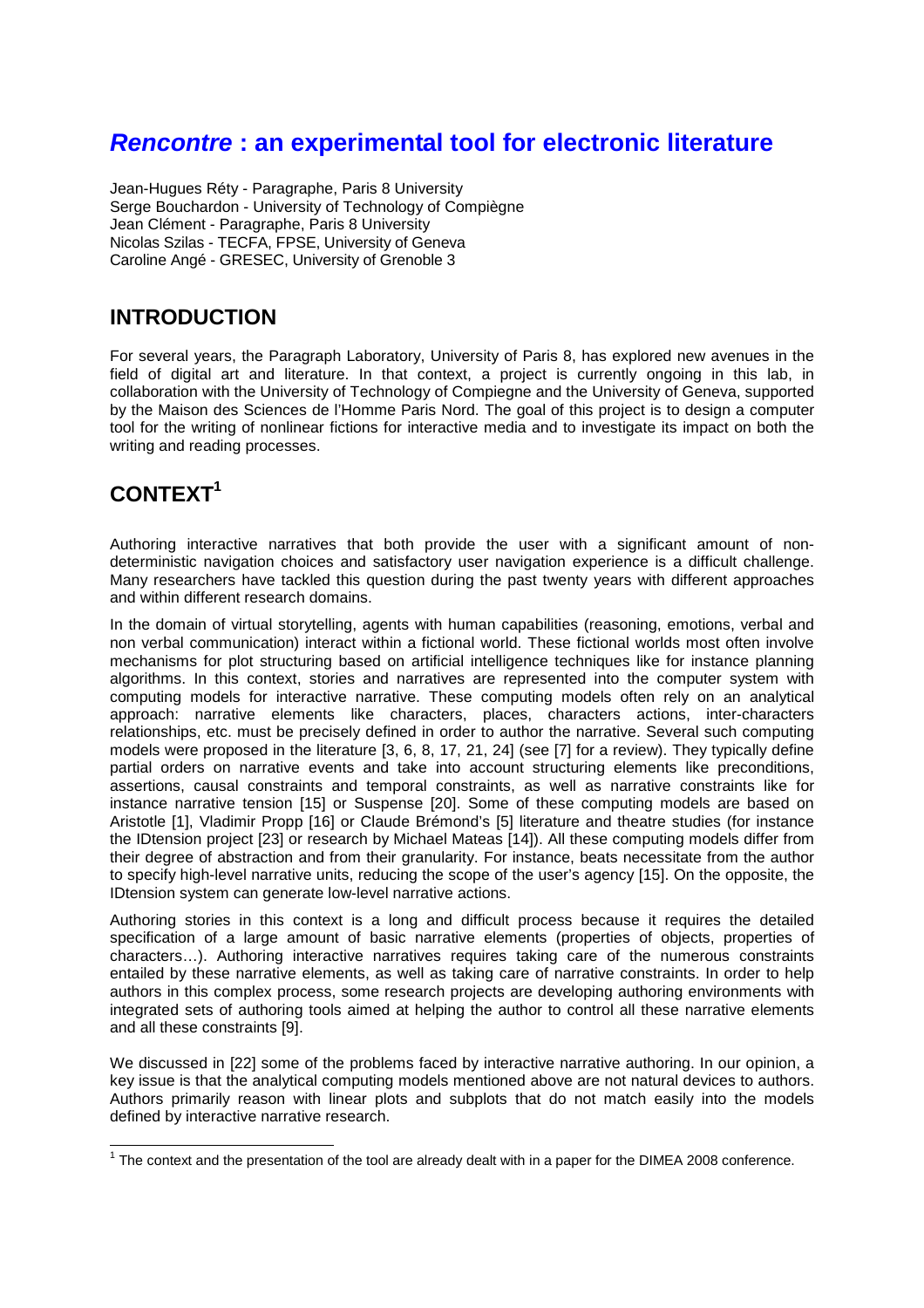# *Rencontre* : an experimental tool for electronic literature

Jean-Hugues Réty - Paragraphe, Paris 8 University
Serge Bouchardon - University of Technology of Compiègne
Jean Clément - Paragraphe, Paris 8 University
Nicolas Szilas - TECFA, FPSE, University of Geneva
Caroline Angé - GRESEC, University of Grenoble 3

## INTRODUCTION

For several years, the Paragraph Laboratory, University of Paris 8, has explored new avenues in the field of digital art and literature. In that context, a project is currently ongoing in this lab, in collaboration with the University of Technology of Compiegne and the University of Geneva, supported by the Maison des Sciences de l'Homme Paris Nord. The goal of this project is to design a computer tool for the writing of nonlinear fictions for interactive media and to investigate its impact on both the writing and reading processes.

## CONTEXT[1]

Authoring interactive narratives that both provide the user with a significant amount of non-deterministic navigation choices and satisfactory user navigation experience is a difficult challenge. Many researchers have tackled this question during the past twenty years with different approaches and within different research domains.

In the domain of virtual storytelling, agents with human capabilities (reasoning, emotions, verbal and non verbal communication) interact within a fictional world. These fictional worlds most often involve mechanisms for plot structuring based on artificial intelligence techniques like for instance planning algorithms. In this context, stories and narratives are represented into the computer system with computing models for interactive narrative. These computing models often rely on an analytical approach: narrative elements like characters, places, characters actions, inter-characters relationships, etc. must be precisely defined in order to author the narrative. Several such computing models were proposed in the literature [3, 6, 8, 17, 21, 24] (see [7] for a review). They typically define partial orders on narrative events and take into account structuring elements like preconditions, assertions, causal constraints and temporal constraints, as well as narrative constraints like for instance narrative tension [15] or Suspense [20]. Some of these computing models are based on Aristotle [1], Vladimir Propp [16] or Claude Brémond's [5] literature and theatre studies (for instance the IDtension project [23] or research by Michael Mateas [14]). All these computing models differ from their degree of abstraction and from their granularity. For instance, beats necessitate from the author to specify high-level narrative units, reducing the scope of the user's agency [15]. On the opposite, the IDtension system can generate low-level narrative actions.

Authoring stories in this context is a long and difficult process because it requires the detailed specification of a large amount of basic narrative elements (properties of objects, properties of characters…). Authoring interactive narratives requires taking care of the numerous constraints entailed by these narrative elements, as well as taking care of narrative constraints. In order to help authors in this complex process, some research projects are developing authoring environments with integrated sets of authoring tools aimed at helping the author to control all these narrative elements and all these constraints [9].

We discussed in [22] some of the problems faced by interactive narrative authoring. In our opinion, a key issue is that the analytical computing models mentioned above are not natural devices to authors. Authors primarily reason with linear plots and subplots that do not match easily into the models defined by interactive narrative research.

---

[1] The context and the presentation of the tool are already dealt with in a paper for the DIMEA 2008 conference.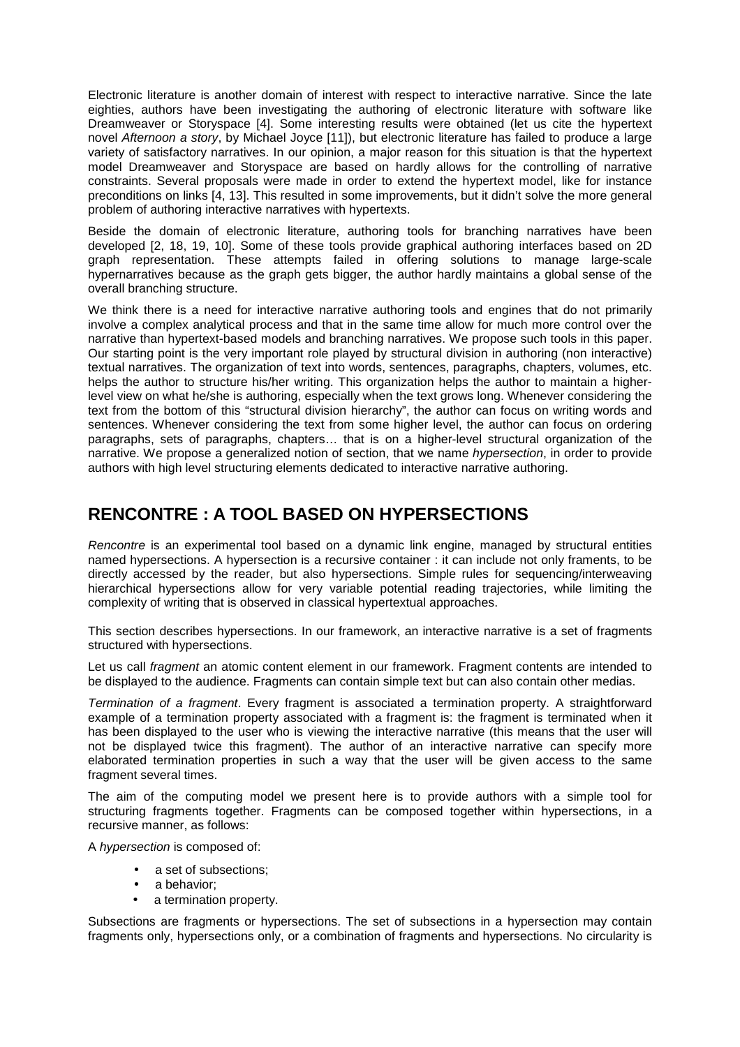Electronic literature is another domain of interest with respect to interactive narrative. Since the late eighties, authors have been investigating the authoring of electronic literature with software like Dreamweaver or Storyspace [4]. Some interesting results were obtained (let us cite the hypertext novel *Afternoon a story*, by Michael Joyce [11]), but electronic literature has failed to produce a large variety of satisfactory narratives. In our opinion, a major reason for this situation is that the hypertext model Dreamweaver and Storyspace are based on hardly allows for the controlling of narrative constraints. Several proposals were made in order to extend the hypertext model, like for instance preconditions on links [4, 13]. This resulted in some improvements, but it didn't solve the more general problem of authoring interactive narratives with hypertexts.

Beside the domain of electronic literature, authoring tools for branching narratives have been developed [2, 18, 19, 10]. Some of these tools provide graphical authoring interfaces based on 2D graph representation. These attempts failed in offering solutions to manage large-scale hypernarratives because as the graph gets bigger, the author hardly maintains a global sense of the overall branching structure.

We think there is a need for interactive narrative authoring tools and engines that do not primarily involve a complex analytical process and that in the same time allow for much more control over the narrative than hypertext-based models and branching narratives. We propose such tools in this paper. Our starting point is the very important role played by structural division in authoring (non interactive) textual narratives. The organization of text into words, sentences, paragraphs, chapters, volumes, etc. helps the author to structure his/her writing. This organization helps the author to maintain a higher-level view on what he/she is authoring, especially when the text grows long. Whenever considering the text from the bottom of this "structural division hierarchy", the author can focus on writing words and sentences. Whenever considering the text from some higher level, the author can focus on ordering paragraphs, sets of paragraphs, chapters… that is on a higher-level structural organization of the narrative. We propose a generalized notion of section, that we name *hypersection*, in order to provide authors with high level structuring elements dedicated to interactive narrative authoring.

## RENCONTRE : A TOOL BASED ON HYPERSECTIONS

*Rencontre* is an experimental tool based on a dynamic link engine, managed by structural entities named hypersections. A hypersection is a recursive container : it can include not only framents, to be directly accessed by the reader, but also hypersections. Simple rules for sequencing/interweaving hierarchical hypersections allow for very variable potential reading trajectories, while limiting the complexity of writing that is observed in classical hypertextual approaches.

This section describes hypersections. In our framework, an interactive narrative is a set of fragments structured with hypersections.

Let us call *fragment* an atomic content element in our framework. Fragment contents are intended to be displayed to the audience. Fragments can contain simple text but can also contain other medias.

*Termination of a fragment*. Every fragment is associated a termination property. A straightforward example of a termination property associated with a fragment is: the fragment is terminated when it has been displayed to the user who is viewing the interactive narrative (this means that the user will not be displayed twice this fragment). The author of an interactive narrative can specify more elaborated termination properties in such a way that the user will be given access to the same fragment several times.

The aim of the computing model we present here is to provide authors with a simple tool for structuring fragments together. Fragments can be composed together within hypersections, in a recursive manner, as follows:

A *hypersection* is composed of:

- a set of subsections;
- a behavior;
- a termination property.

Subsections are fragments or hypersections. The set of subsections in a hypersection may contain fragments only, hypersections only, or a combination of fragments and hypersections. No circularity is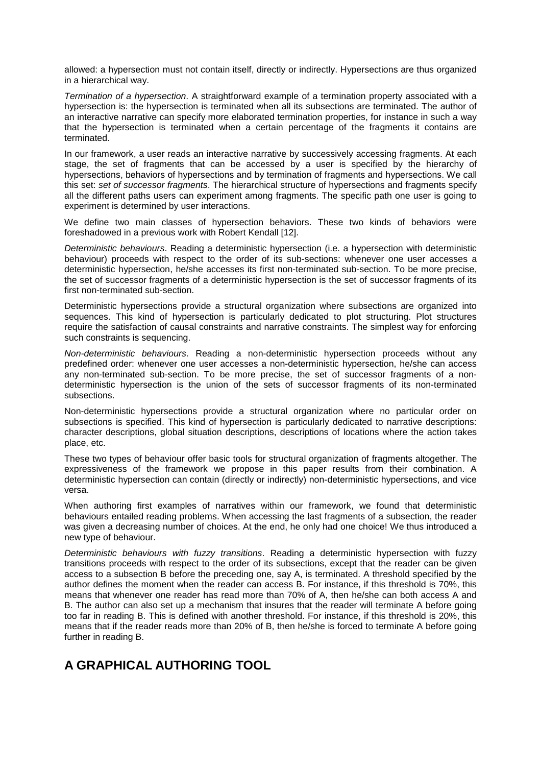allowed: a hypersection must not contain itself, directly or indirectly. Hypersections are thus organized in a hierarchical way.

*Termination of a hypersection*. A straightforward example of a termination property associated with a hypersection is: the hypersection is terminated when all its subsections are terminated. The author of an interactive narrative can specify more elaborated termination properties, for instance in such a way that the hypersection is terminated when a certain percentage of the fragments it contains are terminated.

In our framework, a user reads an interactive narrative by successively accessing fragments. At each stage, the set of fragments that can be accessed by a user is specified by the hierarchy of hypersections, behaviors of hypersections and by termination of fragments and hypersections. We call this set: *set of successor fragments*. The hierarchical structure of hypersections and fragments specify all the different paths users can experiment among fragments. The specific path one user is going to experiment is determined by user interactions.

We define two main classes of hypersection behaviors. These two kinds of behaviors were foreshadowed in a previous work with Robert Kendall [12].

*Deterministic behaviours*. Reading a deterministic hypersection (i.e. a hypersection with deterministic behaviour) proceeds with respect to the order of its sub-sections: whenever one user accesses a deterministic hypersection, he/she accesses its first non-terminated sub-section. To be more precise, the set of successor fragments of a deterministic hypersection is the set of successor fragments of its first non-terminated sub-section.

Deterministic hypersections provide a structural organization where subsections are organized into sequences. This kind of hypersection is particularly dedicated to plot structuring. Plot structures require the satisfaction of causal constraints and narrative constraints. The simplest way for enforcing such constraints is sequencing.

*Non-deterministic behaviours*. Reading a non-deterministic hypersection proceeds without any predefined order: whenever one user accesses a non-deterministic hypersection, he/she can access any non-terminated sub-section. To be more precise, the set of successor fragments of a non-deterministic hypersection is the union of the sets of successor fragments of its non-terminated subsections.

Non-deterministic hypersections provide a structural organization where no particular order on subsections is specified. This kind of hypersection is particularly dedicated to narrative descriptions: character descriptions, global situation descriptions, descriptions of locations where the action takes place, etc.

These two types of behaviour offer basic tools for structural organization of fragments altogether. The expressiveness of the framework we propose in this paper results from their combination. A deterministic hypersection can contain (directly or indirectly) non-deterministic hypersections, and vice versa.

When authoring first examples of narratives within our framework, we found that deterministic behaviours entailed reading problems. When accessing the last fragments of a subsection, the reader was given a decreasing number of choices. At the end, he only had one choice! We thus introduced a new type of behaviour.

*Deterministic behaviours with fuzzy transitions*. Reading a deterministic hypersection with fuzzy transitions proceeds with respect to the order of its subsections, except that the reader can be given access to a subsection B before the preceding one, say A, is terminated. A threshold specified by the author defines the moment when the reader can access B. For instance, if this threshold is 70%, this means that whenever one reader has read more than 70% of A, then he/she can both access A and B. The author can also set up a mechanism that insures that the reader will terminate A before going too far in reading B. This is defined with another threshold. For instance, if this threshold is 20%, this means that if the reader reads more than 20% of B, then he/she is forced to terminate A before going further in reading B.

## A GRAPHICAL AUTHORING TOOL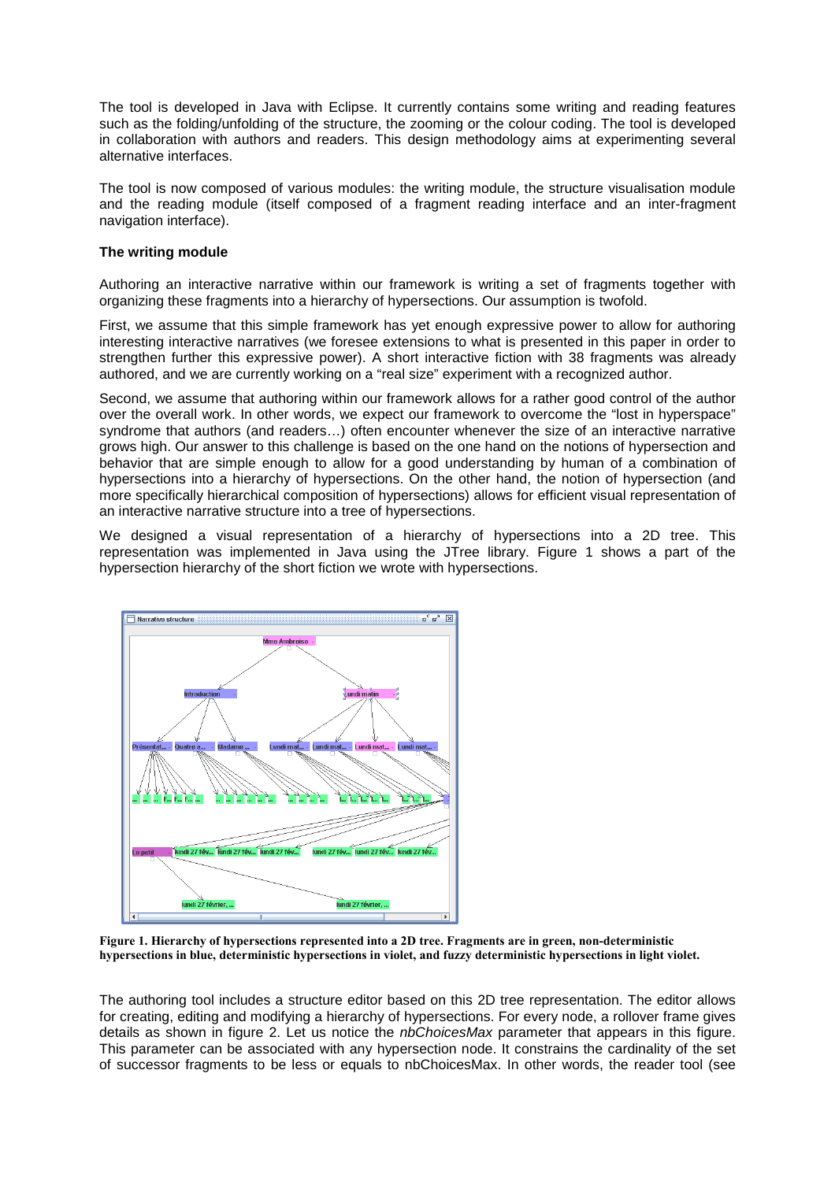The tool is developed in Java with Eclipse. It currently contains some writing and reading features such as the folding/unfolding of the structure, the zooming or the colour coding. The tool is developed in collaboration with authors and readers. This design methodology aims at experimenting several alternative interfaces.

The tool is now composed of various modules: the writing module, the structure visualisation module and the reading module (itself composed of a fragment reading interface and an inter-fragment navigation interface).

**The writing module**

Authoring an interactive narrative within our framework is writing a set of fragments together with organizing these fragments into a hierarchy of hypersections. Our assumption is twofold.

First, we assume that this simple framework has yet enough expressive power to allow for authoring interesting interactive narratives (we foresee extensions to what is presented in this paper in order to strengthen further this expressive power). A short interactive fiction with 38 fragments was already authored, and we are currently working on a "real size" experiment with a recognized author.

Second, we assume that authoring within our framework allows for a rather good control of the author over the overall work. In other words, we expect our framework to overcome the "lost in hyperspace" syndrome that authors (and readers…) often encounter whenever the size of an interactive narrative grows high. Our answer to this challenge is based on the one hand on the notions of hypersection and behavior that are simple enough to allow for a good understanding by human of a combination of hypersections into a hierarchy of hypersections. On the other hand, the notion of hypersection (and more specifically hierarchical composition of hypersections) allows for efficient visual representation of an interactive narrative structure into a tree of hypersections.

We designed a visual representation of a hierarchy of hypersections into a 2D tree. This representation was implemented in Java using the JTree library. Figure 1 shows a part of the hypersection hierarchy of the short fiction we wrote with hypersections.

**Figure 1. Hierarchy of hypersections represented into a 2D tree. Fragments are in green, non-deterministic hypersections in blue, deterministic hypersections in violet, and fuzzy deterministic hypersections in light violet.**

The authoring tool includes a structure editor based on this 2D tree representation. The editor allows for creating, editing and modifying a hierarchy of hypersections. For every node, a rollover frame gives details as shown in figure 2. Let us notice the *nbChoicesMax* parameter that appears in this figure. This parameter can be associated with any hypersection node. It constrains the cardinality of the set of successor fragments to be less or equals to nbChoicesMax. In other words, the reader tool (see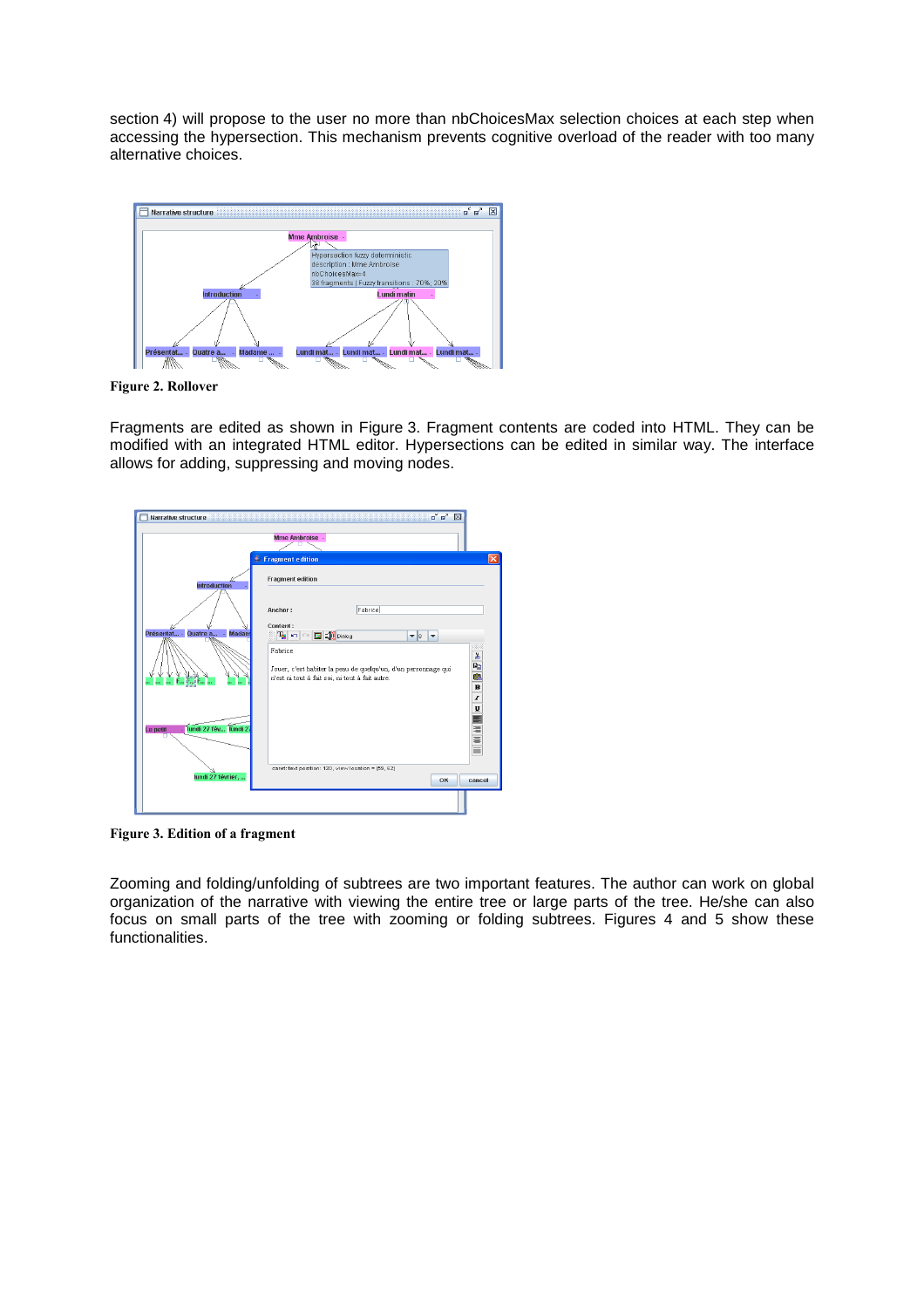section 4) will propose to the user no more than nbChoicesMax selection choices at each step when accessing the hypersection. This mechanism prevents cognitive overload of the reader with too many alternative choices.

**Figure 2. Rollover**

Fragments are edited as shown in Figure 3. Fragment contents are coded into HTML. They can be modified with an integrated HTML editor. Hypersections can be edited in similar way. The interface allows for adding, suppressing and moving nodes.

**Figure 3. Edition of a fragment**

Zooming and folding/unfolding of subtrees are two important features. The author can work on global organization of the narrative with viewing the entire tree or large parts of the tree. He/she can also focus on small parts of the tree with zooming or folding subtrees. Figures 4 and 5 show these functionalities.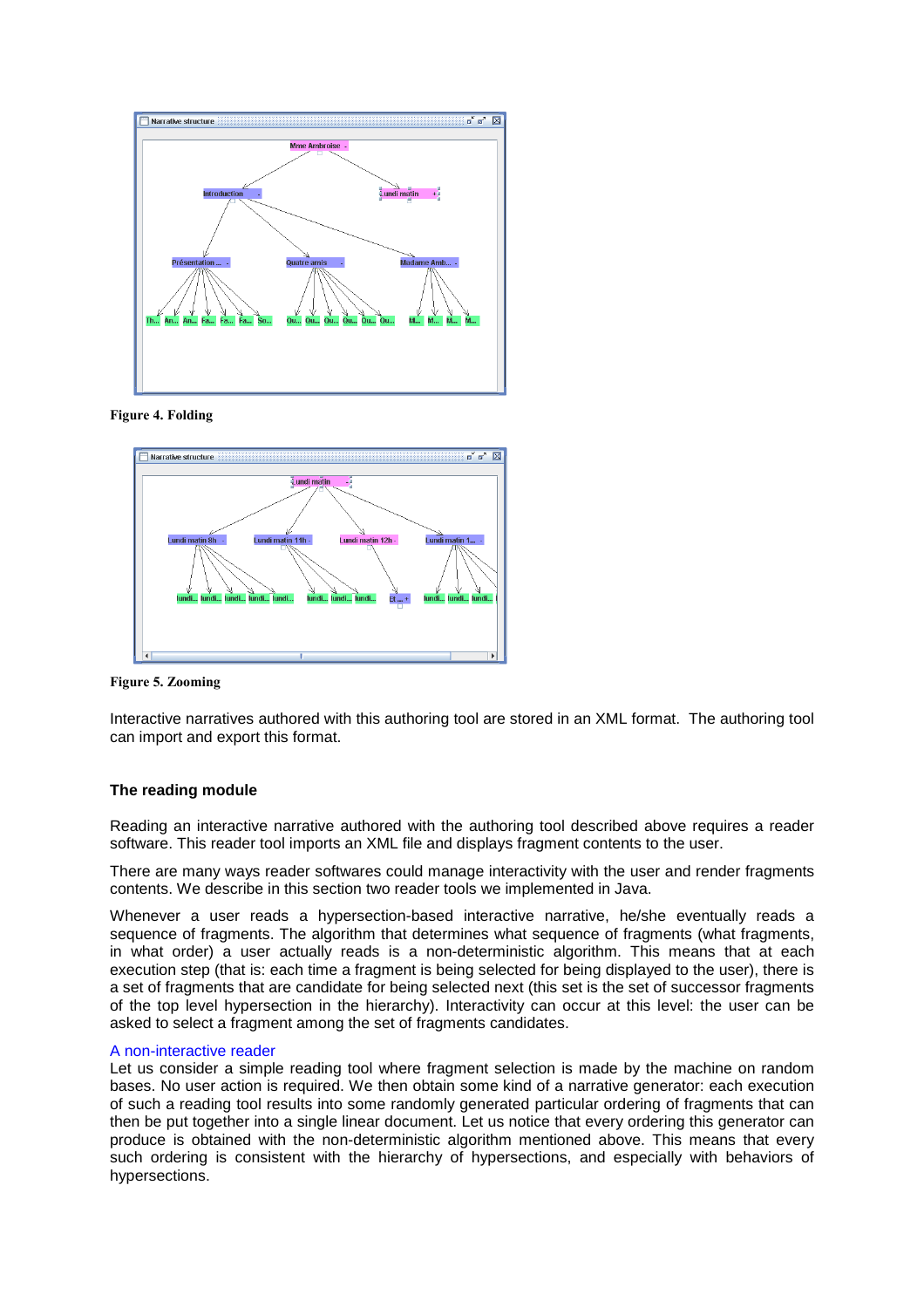Figure 4. Folding

Figure 5. Zooming

Interactive narratives authored with this authoring tool are stored in an XML format. The authoring tool can import and export this format.

### The reading module

Reading an interactive narrative authored with the authoring tool described above requires a reader software. This reader tool imports an XML file and displays fragment contents to the user.

There are many ways reader softwares could manage interactivity with the user and render fragments contents. We describe in this section two reader tools we implemented in Java.

Whenever a user reads a hypersection-based interactive narrative, he/she eventually reads a sequence of fragments. The algorithm that determines what sequence of fragments (what fragments, in what order) a user actually reads is a non-deterministic algorithm. This means that at each execution step (that is: each time a fragment is being selected for being displayed to the user), there is a set of fragments that are candidate for being selected next (this set is the set of successor fragments of the top level hypersection in the hierarchy). Interactivity can occur at this level: the user can be asked to select a fragment among the set of fragments candidates.

#### A non-interactive reader

Let us consider a simple reading tool where fragment selection is made by the machine on random bases. No user action is required. We then obtain some kind of a narrative generator: each execution of such a reading tool results into some randomly generated particular ordering of fragments that can then be put together into a single linear document. Let us notice that every ordering this generator can produce is obtained with the non-deterministic algorithm mentioned above. This means that every such ordering is consistent with the hierarchy of hypersections, and especially with behaviors of hypersections.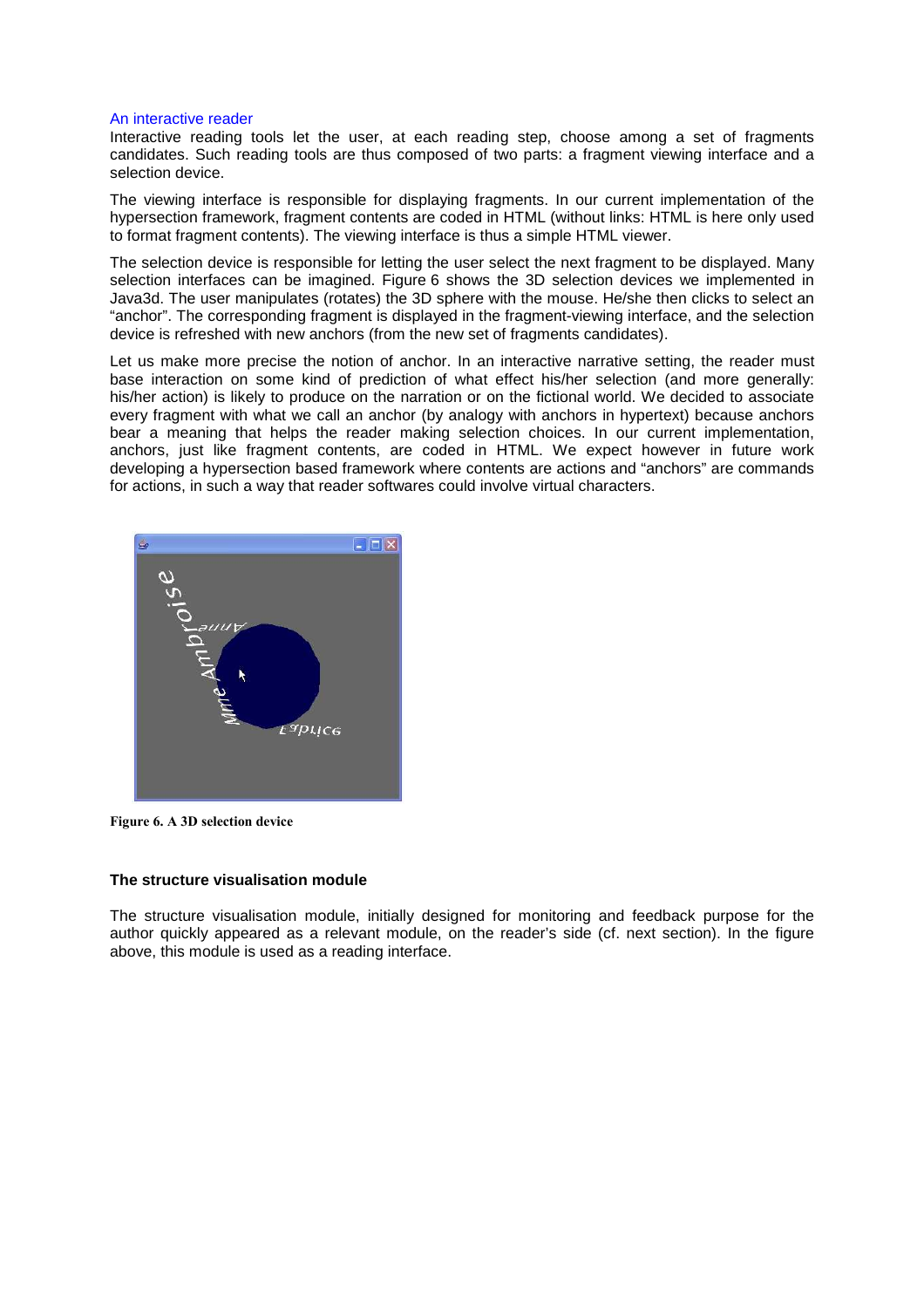### An interactive reader

Interactive reading tools let the user, at each reading step, choose among a set of fragments candidates. Such reading tools are thus composed of two parts: a fragment viewing interface and a selection device.

The viewing interface is responsible for displaying fragments. In our current implementation of the hypersection framework, fragment contents are coded in HTML (without links: HTML is here only used to format fragment contents). The viewing interface is thus a simple HTML viewer.

The selection device is responsible for letting the user select the next fragment to be displayed. Many selection interfaces can be imagined. Figure 6 shows the 3D selection devices we implemented in Java3d. The user manipulates (rotates) the 3D sphere with the mouse. He/she then clicks to select an "anchor". The corresponding fragment is displayed in the fragment-viewing interface, and the selection device is refreshed with new anchors (from the new set of fragments candidates).

Let us make more precise the notion of anchor. In an interactive narrative setting, the reader must base interaction on some kind of prediction of what effect his/her selection (and more generally: his/her action) is likely to produce on the narration or on the fictional world. We decided to associate every fragment with what we call an anchor (by analogy with anchors in hypertext) because anchors bear a meaning that helps the reader making selection choices. In our current implementation, anchors, just like fragment contents, are coded in HTML. We expect however in future work developing a hypersection based framework where contents are actions and "anchors" are commands for actions, in such a way that reader softwares could involve virtual characters.

**Figure 6. A 3D selection device**

### The structure visualisation module

The structure visualisation module, initially designed for monitoring and feedback purpose for the author quickly appeared as a relevant module, on the reader's side (cf. next section). In the figure above, this module is used as a reading interface.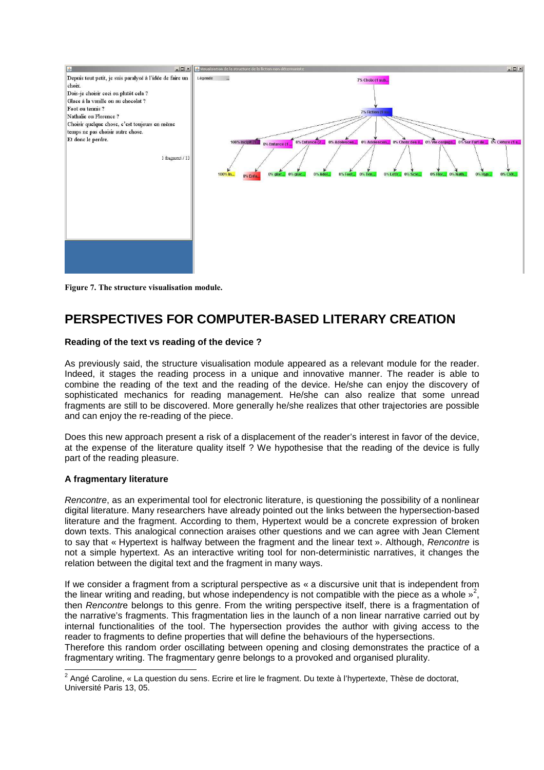Figure 7. The structure visualisation module.

# PERSPECTIVES FOR COMPUTER-BASED LITERARY CREATION

**Reading of the text vs reading of the device ?**

As previously said, the structure visualisation module appeared as a relevant module for the reader. Indeed, it stages the reading process in a unique and innovative manner. The reader is able to combine the reading of the text and the reading of the device. He/she can enjoy the discovery of sophisticated mechanics for reading management. He/she can also realize that some unread fragments are still to be discovered. More generally he/she realizes that other trajectories are possible and can enjoy the re-reading of the piece.

Does this new approach present a risk of a displacement of the reader's interest in favor of the device, at the expense of the literature quality itself ? We hypothesise that the reading of the device is fully part of the reading pleasure.

**A fragmentary literature**

*Rencontre*, as an experimental tool for electronic literature, is questioning the possibility of a nonlinear digital literature. Many researchers have already pointed out the links between the hypersection-based literature and the fragment. According to them, Hypertext would be a concrete expression of broken down texts. This analogical connection araises other questions and we can agree with Jean Clement to say that « Hypertext is halfway between the fragment and the linear text ». Although, *Rencontre* is not a simple hypertext. As an interactive writing tool for non-deterministic narratives, it changes the relation between the digital text and the fragment in many ways.

If we consider a fragment from a scriptural perspective as « a discursive unit that is independent from the linear writing and reading, but whose independency is not compatible with the piece as a whole »[2], then *Rencontre* belongs to this genre. From the writing perspective itself, there is a fragmentation of the narrative's fragments. This fragmentation lies in the launch of a non linear narrative carried out by internal functionalities of the tool. The hypersection provides the author with giving access to the reader to fragments to define properties that will define the behaviours of the hypersections.
Therefore this random order oscillating between opening and closing demonstrates the practice of a fragmentary writing. The fragmentary genre belongs to a provoked and organised plurality.

[2] Angé Caroline, « La question du sens. Ecrire et lire le fragment. Du texte à l'hypertexte, Thèse de doctorat, Université Paris 13, 05.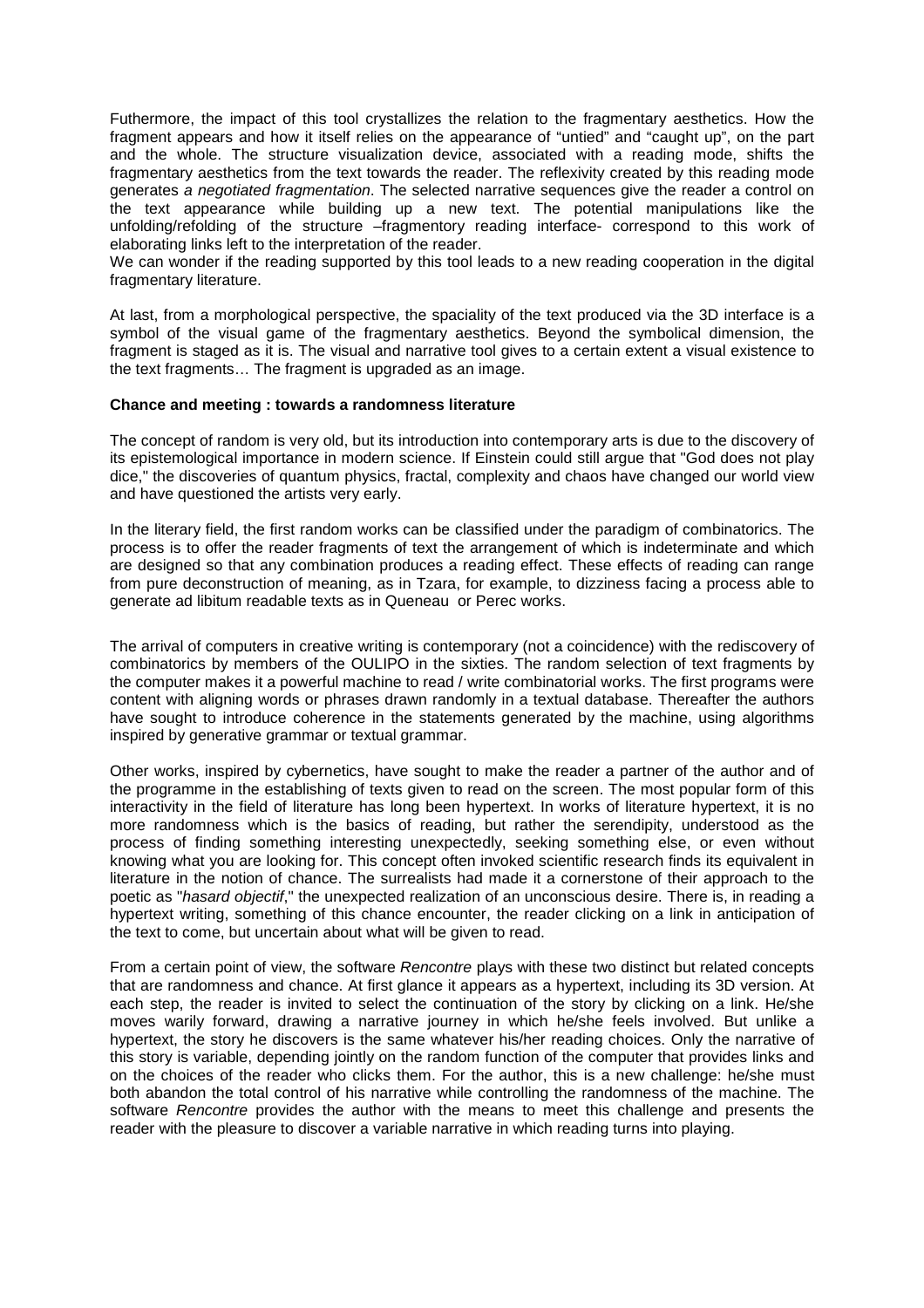Futhermore, the impact of this tool crystallizes the relation to the fragmentary aesthetics. How the fragment appears and how it itself relies on the appearance of "untied" and "caught up", on the part and the whole. The structure visualization device, associated with a reading mode, shifts the fragmentary aesthetics from the text towards the reader. The reflexivity created by this reading mode generates *a negotiated fragmentation*. The selected narrative sequences give the reader a control on the text appearance while building up a new text. The potential manipulations like the unfolding/refolding of the structure –fragmentory reading interface- correspond to this work of elaborating links left to the interpretation of the reader.
We can wonder if the reading supported by this tool leads to a new reading cooperation in the digital fragmentary literature.

At last, from a morphological perspective, the spaciality of the text produced via the 3D interface is a symbol of the visual game of the fragmentary aesthetics. Beyond the symbolical dimension, the fragment is staged as it is. The visual and narrative tool gives to a certain extent a visual existence to the text fragments… The fragment is upgraded as an image.

**Chance and meeting : towards a randomness literature**

The concept of random is very old, but its introduction into contemporary arts is due to the discovery of its epistemological importance in modern science. If Einstein could still argue that "God does not play dice," the discoveries of quantum physics, fractal, complexity and chaos have changed our world view and have questioned the artists very early.

In the literary field, the first random works can be classified under the paradigm of combinatorics. The process is to offer the reader fragments of text the arrangement of which is indeterminate and which are designed so that any combination produces a reading effect. These effects of reading can range from pure deconstruction of meaning, as in Tzara, for example, to dizziness facing a process able to generate ad libitum readable texts as in Queneau or Perec works.

The arrival of computers in creative writing is contemporary (not a coincidence) with the rediscovery of combinatorics by members of the OULIPO in the sixties. The random selection of text fragments by the computer makes it a powerful machine to read / write combinatorial works. The first programs were content with aligning words or phrases drawn randomly in a textual database. Thereafter the authors have sought to introduce coherence in the statements generated by the machine, using algorithms inspired by generative grammar or textual grammar.

Other works, inspired by cybernetics, have sought to make the reader a partner of the author and of the programme in the establishing of texts given to read on the screen. The most popular form of this interactivity in the field of literature has long been hypertext. In works of literature hypertext, it is no more randomness which is the basics of reading, but rather the serendipity, understood as the process of finding something interesting unexpectedly, seeking something else, or even without knowing what you are looking for. This concept often invoked scientific research finds its equivalent in literature in the notion of chance. The surrealists had made it a cornerstone of their approach to the poetic as "*hasard objectif*," the unexpected realization of an unconscious desire. There is, in reading a hypertext writing, something of this chance encounter, the reader clicking on a link in anticipation of the text to come, but uncertain about what will be given to read.

From a certain point of view, the software *Rencontre* plays with these two distinct but related concepts that are randomness and chance. At first glance it appears as a hypertext, including its 3D version. At each step, the reader is invited to select the continuation of the story by clicking on a link. He/she moves warily forward, drawing a narrative journey in which he/she feels involved. But unlike a hypertext, the story he discovers is the same whatever his/her reading choices. Only the narrative of this story is variable, depending jointly on the random function of the computer that provides links and on the choices of the reader who clicks them. For the author, this is a new challenge: he/she must both abandon the total control of his narrative while controlling the randomness of the machine. The software *Rencontre* provides the author with the means to meet this challenge and presents the reader with the pleasure to discover a variable narrative in which reading turns into playing.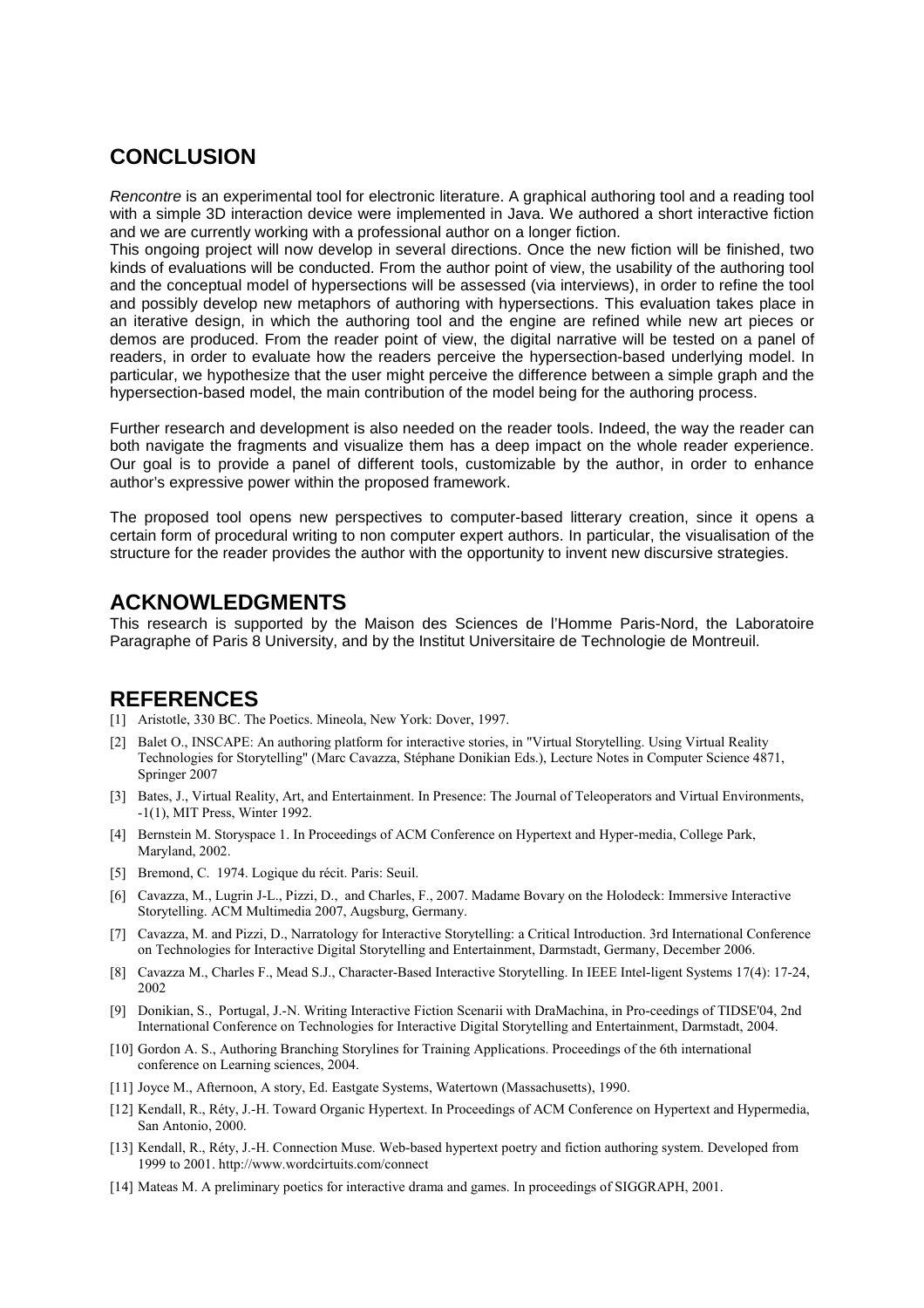## CONCLUSION

*Rencontre* is an experimental tool for electronic literature. A graphical authoring tool and a reading tool with a simple 3D interaction device were implemented in Java. We authored a short interactive fiction and we are currently working with a professional author on a longer fiction.

This ongoing project will now develop in several directions. Once the new fiction will be finished, two kinds of evaluations will be conducted. From the author point of view, the usability of the authoring tool and the conceptual model of hypersections will be assessed (via interviews), in order to refine the tool and possibly develop new metaphors of authoring with hypersections. This evaluation takes place in an iterative design, in which the authoring tool and the engine are refined while new art pieces or demos are produced. From the reader point of view, the digital narrative will be tested on a panel of readers, in order to evaluate how the readers perceive the hypersection-based underlying model. In particular, we hypothesize that the user might perceive the difference between a simple graph and the hypersection-based model, the main contribution of the model being for the authoring process.

Further research and development is also needed on the reader tools. Indeed, the way the reader can both navigate the fragments and visualize them has a deep impact on the whole reader experience. Our goal is to provide a panel of different tools, customizable by the author, in order to enhance author's expressive power within the proposed framework.

The proposed tool opens new perspectives to computer-based litterary creation, since it opens a certain form of procedural writing to non computer expert authors. In particular, the visualisation of the structure for the reader provides the author with the opportunity to invent new discursive strategies.

## ACKNOWLEDGMENTS

This research is supported by the Maison des Sciences de l'Homme Paris-Nord, the Laboratoire Paragraphe of Paris 8 University, and by the Institut Universitaire de Technologie de Montreuil.

## REFERENCES

[1] Aristotle, 330 BC. The Poetics. Mineola, New York: Dover, 1997.

[2] Balet O., INSCAPE: An authoring platform for interactive stories, in "Virtual Storytelling. Using Virtual Reality Technologies for Storytelling" (Marc Cavazza, Stéphane Donikian Eds.), Lecture Notes in Computer Science 4871, Springer 2007

[3] Bates, J., Virtual Reality, Art, and Entertainment. In Presence: The Journal of Teleoperators and Virtual Environments, -1(1), MIT Press, Winter 1992.

[4] Bernstein M. Storyspace 1. In Proceedings of ACM Conference on Hypertext and Hyper-media, College Park, Maryland, 2002.

[5] Bremond, C. 1974. Logique du récit. Paris: Seuil.

[6] Cavazza, M., Lugrin J-L., Pizzi, D., and Charles, F., 2007. Madame Bovary on the Holodeck: Immersive Interactive Storytelling. ACM Multimedia 2007, Augsburg, Germany.

[7] Cavazza, M. and Pizzi, D., Narratology for Interactive Storytelling: a Critical Introduction. 3rd International Conference on Technologies for Interactive Digital Storytelling and Entertainment, Darmstadt, Germany, December 2006.

[8] Cavazza M., Charles F., Mead S.J., Character-Based Interactive Storytelling. In IEEE Intel-ligent Systems 17(4): 17-24, 2002

[9] Donikian, S., Portugal, J.-N. Writing Interactive Fiction Scenarii with DraMachina, in Pro-ceedings of TIDSE'04, 2nd International Conference on Technologies for Interactive Digital Storytelling and Entertainment, Darmstadt, 2004.

[10] Gordon A. S., Authoring Branching Storylines for Training Applications. Proceedings of the 6th international conference on Learning sciences, 2004.

[11] Joyce M., Afternoon, A story, Ed. Eastgate Systems, Watertown (Massachusetts), 1990.

[12] Kendall, R., Réty, J.-H. Toward Organic Hypertext. In Proceedings of ACM Conference on Hypertext and Hypermedia, San Antonio, 2000.

[13] Kendall, R., Réty, J.-H. Connection Muse. Web-based hypertext poetry and fiction authoring system. Developed from 1999 to 2001. http://www.wordcirtuits.com/connect

[14] Mateas M. A preliminary poetics for interactive drama and games. In proceedings of SIGGRAPH, 2001.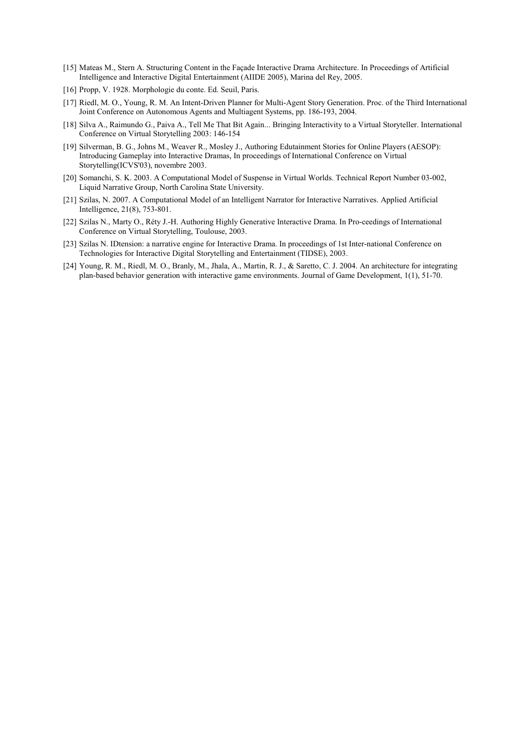[15] Mateas M., Stern A. Structuring Content in the Façade Interactive Drama Architecture. In Proceedings of Artificial Intelligence and Interactive Digital Entertainment (AIIDE 2005), Marina del Rey, 2005.

[16] Propp, V. 1928. Morphologie du conte. Ed. Seuil, Paris.

[17] Riedl, M. O., Young, R. M. An Intent-Driven Planner for Multi-Agent Story Generation. Proc. of the Third International Joint Conference on Autonomous Agents and Multiagent Systems, pp. 186-193, 2004.

[18] Silva A., Raimundo G., Paiva A., Tell Me That Bit Again... Bringing Interactivity to a Virtual Storyteller. International Conference on Virtual Storytelling 2003: 146-154

[19] Silverman, B. G., Johns M., Weaver R., Mosley J., Authoring Edutainment Stories for Online Players (AESOP): Introducing Gameplay into Interactive Dramas, In proceedings of International Conference on Virtual Storytelling(ICVS'03), novembre 2003.

[20] Somanchi, S. K. 2003. A Computational Model of Suspense in Virtual Worlds. Technical Report Number 03-002, Liquid Narrative Group, North Carolina State University.

[21] Szilas, N. 2007. A Computational Model of an Intelligent Narrator for Interactive Narratives. Applied Artificial Intelligence, 21(8), 753-801.

[22] Szilas N., Marty O., Réty J.-H. Authoring Highly Generative Interactive Drama. In Pro-ceedings of International Conference on Virtual Storytelling, Toulouse, 2003.

[23] Szilas N. IDtension: a narrative engine for Interactive Drama. In proceedings of 1st Inter-national Conference on Technologies for Interactive Digital Storytelling and Entertainment (TIDSE), 2003.

[24] Young, R. M., Riedl, M. O., Branly, M., Jhala, A., Martin, R. J., & Saretto, C. J. 2004. An architecture for integrating plan-based behavior generation with interactive game environments. Journal of Game Development, 1(1), 51-70.